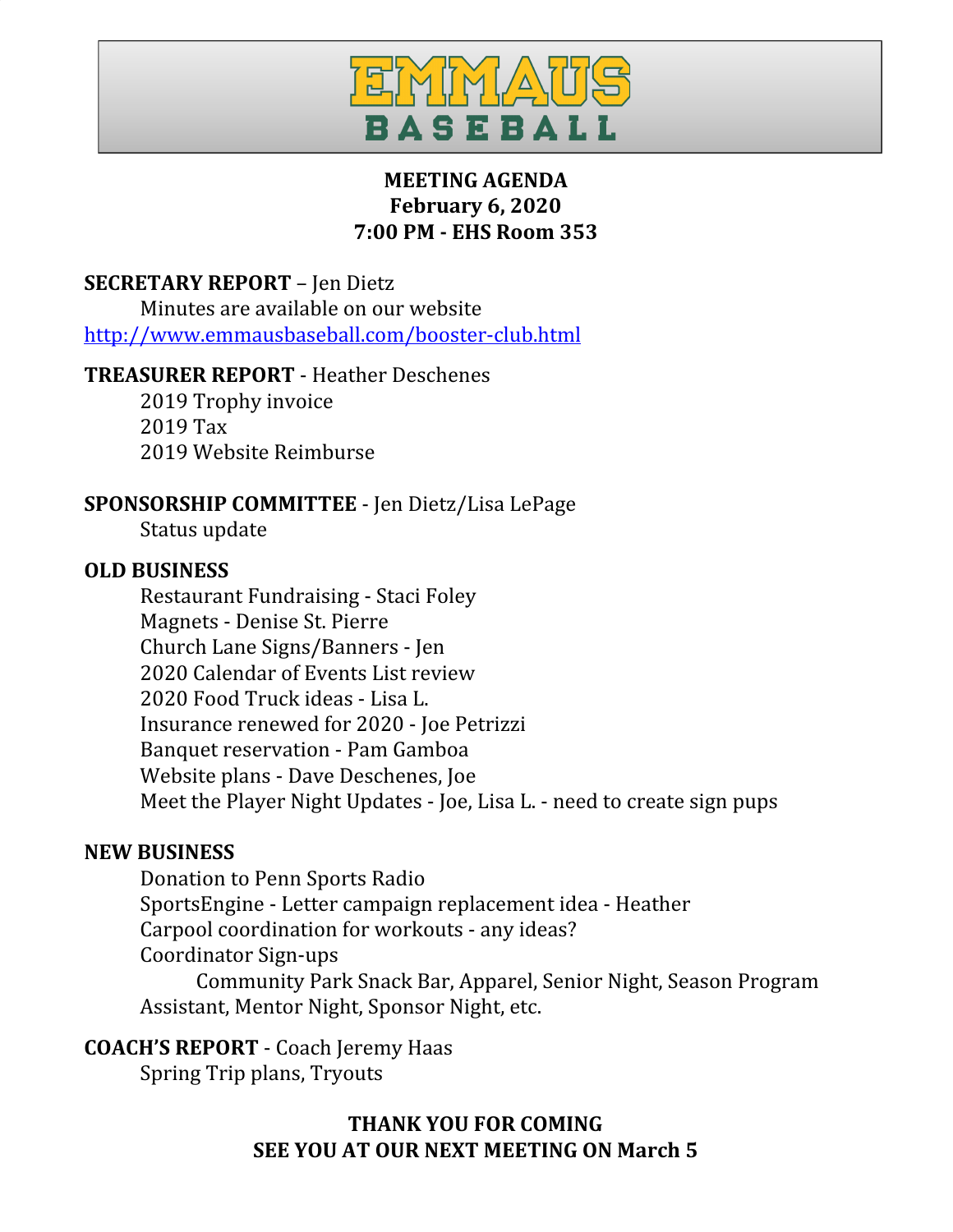# EMMAUS BASEBALL

**MEETING AGENDA**
**February 6, 2020**
**7:00 PM - EHS Room 353**

**SECRETARY REPORT** – Jen Dietz
Minutes are available on our website
http://www.emmausbaseball.com/booster-club.html

**TREASURER REPORT** - Heather Deschenes
2019 Trophy invoice
2019 Tax
2019 Website Reimburse

**SPONSORSHIP COMMITTEE** - Jen Dietz/Lisa LePage
Status update

**OLD BUSINESS**
Restaurant Fundraising - Staci Foley
Magnets - Denise St. Pierre
Church Lane Signs/Banners - Jen
2020 Calendar of Events List review
2020 Food Truck ideas - Lisa L.
Insurance renewed for 2020 - Joe Petrizzi
Banquet reservation - Pam Gamboa
Website plans - Dave Deschenes, Joe
Meet the Player Night Updates - Joe, Lisa L. - need to create sign pups

**NEW BUSINESS**
Donation to Penn Sports Radio
SportsEngine - Letter campaign replacement idea - Heather
Carpool coordination for workouts - any ideas?
Coordinator Sign-ups
Community Park Snack Bar, Apparel, Senior Night, Season Program Assistant, Mentor Night, Sponsor Night, etc.

**COACH'S REPORT** - Coach Jeremy Haas
Spring Trip plans, Tryouts

**THANK YOU FOR COMING**
**SEE YOU AT OUR NEXT MEETING ON March 5**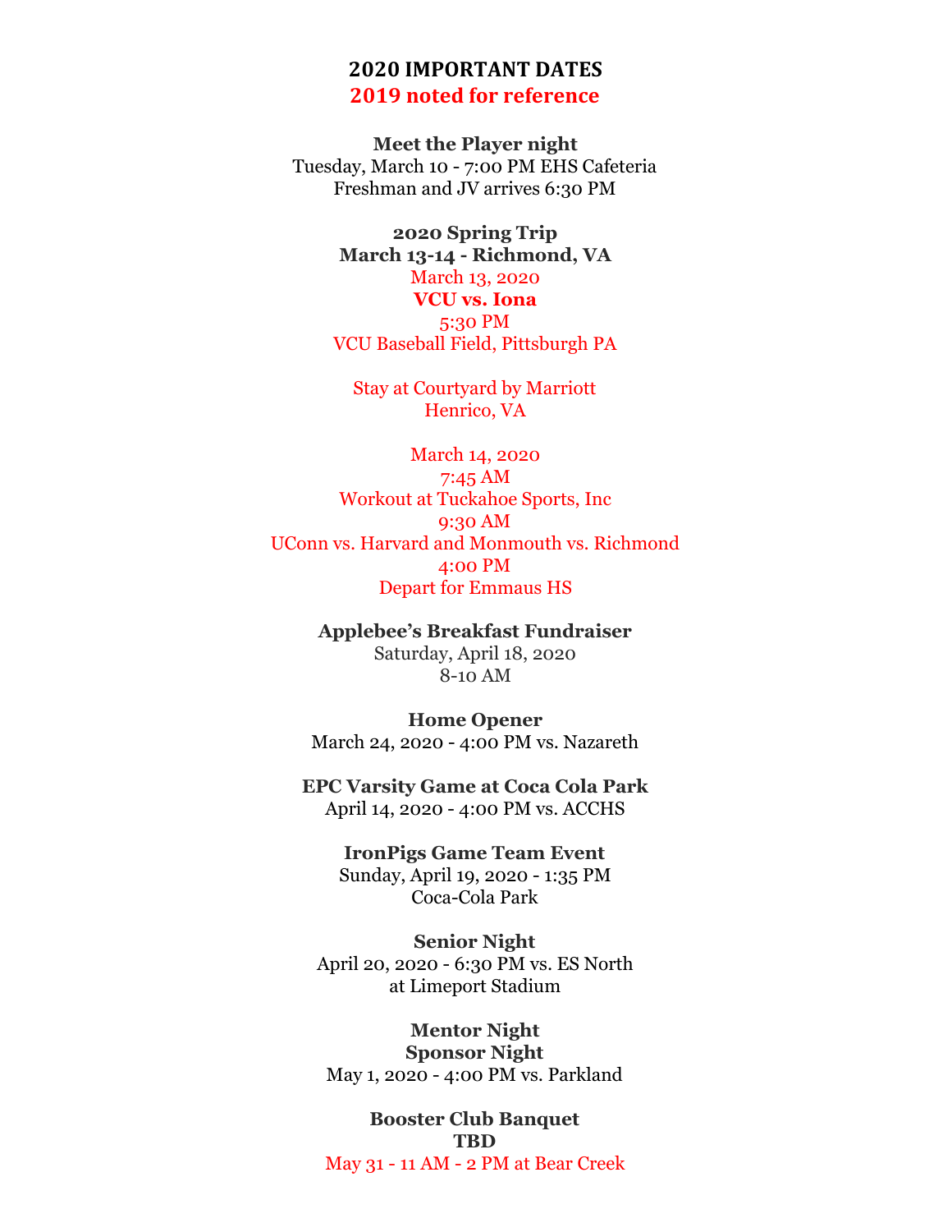## 2020 IMPORTANT DATES

## 2019 noted for reference

**Meet the Player night**
Tuesday, March 10 - 7:00 PM EHS Cafeteria
Freshman and JV arrives 6:30 PM

**2020 Spring Trip**
**March 13-14 - Richmond, VA**
March 13, 2020
**VCU vs. Iona**
5:30 PM
VCU Baseball Field, Pittsburgh PA

Stay at Courtyard by Marriott
Henrico, VA

March 14, 2020
7:45 AM
Workout at Tuckahoe Sports, Inc
9:30 AM
UConn vs. Harvard and Monmouth vs. Richmond
4:00 PM
Depart for Emmaus HS

**Applebee's Breakfast Fundraiser**
Saturday, April 18, 2020
8-10 AM

**Home Opener**
March 24, 2020 - 4:00 PM vs. Nazareth

**EPC Varsity Game at Coca Cola Park**
April 14, 2020 - 4:00 PM vs. ACCHS

**IronPigs Game Team Event**
Sunday, April 19, 2020 - 1:35 PM
Coca-Cola Park

**Senior Night**
April 20, 2020 - 6:30 PM vs. ES North
at Limeport Stadium

**Mentor Night**
**Sponsor Night**
May 1, 2020 - 4:00 PM vs. Parkland

**Booster Club Banquet**
**TBD**
May 31 - 11 AM - 2 PM at Bear Creek